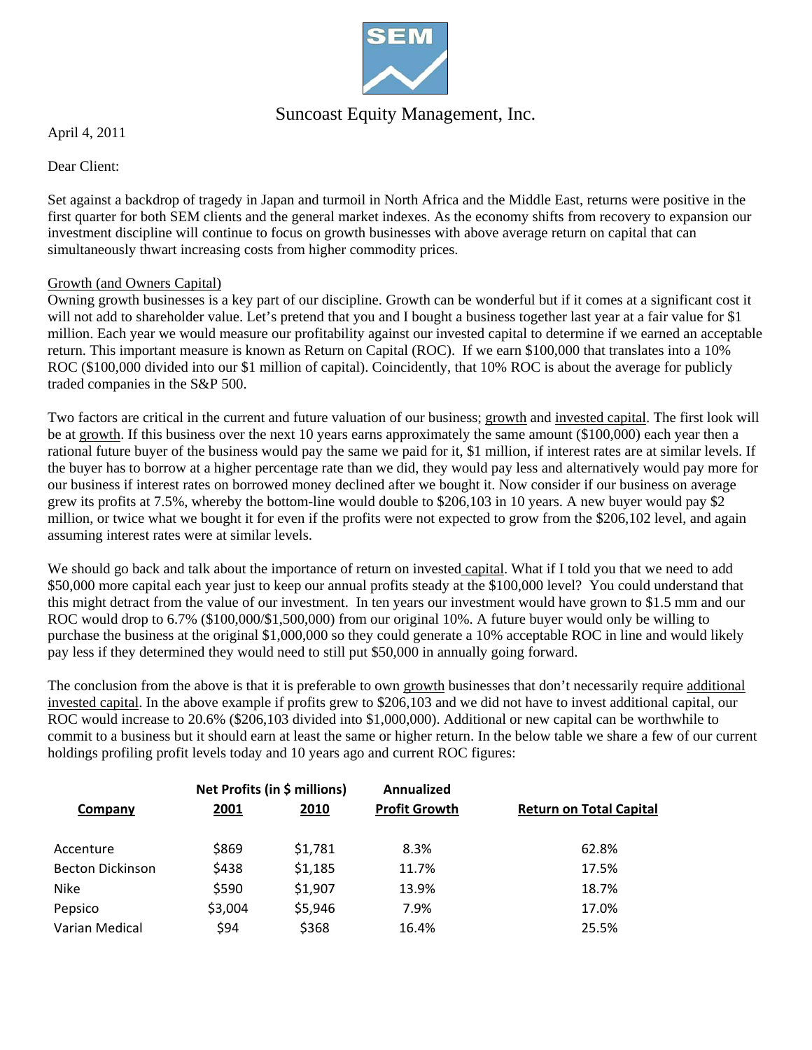SEM

Suncoast Equity Management, Inc.

April 4, 2011

Dear Client:

Set against a backdrop of tragedy in Japan and turmoil in North Africa and the Middle East, returns were positive in the first quarter for both SEM clients and the general market indexes. As the economy shifts from recovery to expansion our investment discipline will continue to focus on growth businesses with above average return on capital that can simultaneously thwart increasing costs from higher commodity prices.

Growth (and Owners Capital)

Owning growth businesses is a key part of our discipline. Growth can be wonderful but if it comes at a significant cost it will not add to shareholder value. Let's pretend that you and I bought a business together last year at a fair value for $1 million. Each year we would measure our profitability against our invested capital to determine if we earned an acceptable return. This important measure is known as Return on Capital (ROC). If we earn $100,000 that translates into a 10% ROC ($100,000 divided into our $1 million of capital). Coincidently, that 10% ROC is about the average for publicly traded companies in the S&P 500.

Two factors are critical in the current and future valuation of our business; growth and invested capital. The first look will be at growth. If this business over the next 10 years earns approximately the same amount ($100,000) each year then a rational future buyer of the business would pay the same we paid for it, $1 million, if interest rates are at similar levels. If the buyer has to borrow at a higher percentage rate than we did, they would pay less and alternatively would pay more for our business if interest rates on borrowed money declined after we bought it. Now consider if our business on average grew its profits at 7.5%, whereby the bottom-line would double to $206,103 in 10 years. A new buyer would pay $2 million, or twice what we bought it for even if the profits were not expected to grow from the $206,102 level, and again assuming interest rates were at similar levels.

We should go back and talk about the importance of return on invested capital. What if I told you that we need to add $50,000 more capital each year just to keep our annual profits steady at the $100,000 level? You could understand that this might detract from the value of our investment. In ten years our investment would have grown to $1.5 mm and our ROC would drop to 6.7% ($100,000/$1,500,000) from our original 10%. A future buyer would only be willing to purchase the business at the original $1,000,000 so they could generate a 10% acceptable ROC in line and would likely pay less if they determined they would need to still put $50,000 in annually going forward.

The conclusion from the above is that it is preferable to own growth businesses that don't necessarily require additional invested capital. In the above example if profits grew to $206,103 and we did not have to invest additional capital, our ROC would increase to 20.6% ($206,103 divided into $1,000,000). Additional or new capital can be worthwhile to commit to a business but it should earn at least the same or higher return. In the below table we share a few of our current holdings profiling profit levels today and 10 years ago and current ROC figures:

| | Net Profits (in $ millions) | | Annualized | |
|---|---|---|---|---|
| **Company** | **2001** | **2010** | **Profit Growth** | **Return on Total Capital** |
| Accenture | $869 | $1,781 | 8.3% | 62.8% |
| Becton Dickinson | $438 | $1,185 | 11.7% | 17.5% |
| Nike | $590 | $1,907 | 13.9% | 18.7% |
| Pepsico | $3,004 | $5,946 | 7.9% | 17.0% |
| Varian Medical | $94 | $368 | 16.4% | 25.5% |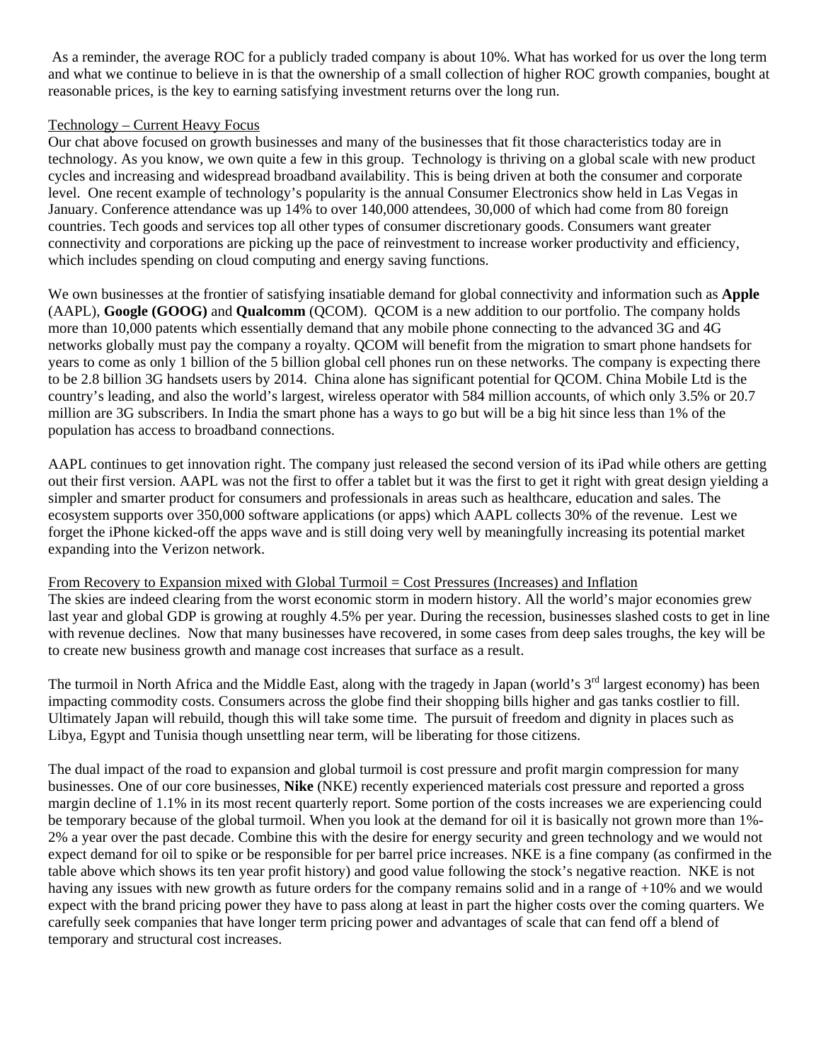As a reminder, the average ROC for a publicly traded company is about 10%. What has worked for us over the long term and what we continue to believe in is that the ownership of a small collection of higher ROC growth companies, bought at reasonable prices, is the key to earning satisfying investment returns over the long run.

Technology – Current Heavy Focus

Our chat above focused on growth businesses and many of the businesses that fit those characteristics today are in technology. As you know, we own quite a few in this group. Technology is thriving on a global scale with new product cycles and increasing and widespread broadband availability. This is being driven at both the consumer and corporate level. One recent example of technology's popularity is the annual Consumer Electronics show held in Las Vegas in January. Conference attendance was up 14% to over 140,000 attendees, 30,000 of which had come from 80 foreign countries. Tech goods and services top all other types of consumer discretionary goods. Consumers want greater connectivity and corporations are picking up the pace of reinvestment to increase worker productivity and efficiency, which includes spending on cloud computing and energy saving functions.

We own businesses at the frontier of satisfying insatiable demand for global connectivity and information such as **Apple** (AAPL), **Google (GOOG)** and **Qualcomm** (QCOM). QCOM is a new addition to our portfolio. The company holds more than 10,000 patents which essentially demand that any mobile phone connecting to the advanced 3G and 4G networks globally must pay the company a royalty. QCOM will benefit from the migration to smart phone handsets for years to come as only 1 billion of the 5 billion global cell phones run on these networks. The company is expecting there to be 2.8 billion 3G handsets users by 2014. China alone has significant potential for QCOM. China Mobile Ltd is the country's leading, and also the world's largest, wireless operator with 584 million accounts, of which only 3.5% or 20.7 million are 3G subscribers. In India the smart phone has a ways to go but will be a big hit since less than 1% of the population has access to broadband connections.

AAPL continues to get innovation right. The company just released the second version of its iPad while others are getting out their first version. AAPL was not the first to offer a tablet but it was the first to get it right with great design yielding a simpler and smarter product for consumers and professionals in areas such as healthcare, education and sales. The ecosystem supports over 350,000 software applications (or apps) which AAPL collects 30% of the revenue. Lest we forget the iPhone kicked-off the apps wave and is still doing very well by meaningfully increasing its potential market expanding into the Verizon network.

From Recovery to Expansion mixed with Global Turmoil = Cost Pressures (Increases) and Inflation

The skies are indeed clearing from the worst economic storm in modern history. All the world's major economies grew last year and global GDP is growing at roughly 4.5% per year. During the recession, businesses slashed costs to get in line with revenue declines. Now that many businesses have recovered, in some cases from deep sales troughs, the key will be to create new business growth and manage cost increases that surface as a result.

The turmoil in North Africa and the Middle East, along with the tragedy in Japan (world's 3rd largest economy) has been impacting commodity costs. Consumers across the globe find their shopping bills higher and gas tanks costlier to fill. Ultimately Japan will rebuild, though this will take some time. The pursuit of freedom and dignity in places such as Libya, Egypt and Tunisia though unsettling near term, will be liberating for those citizens.

The dual impact of the road to expansion and global turmoil is cost pressure and profit margin compression for many businesses. One of our core businesses, **Nike** (NKE) recently experienced materials cost pressure and reported a gross margin decline of 1.1% in its most recent quarterly report. Some portion of the costs increases we are experiencing could be temporary because of the global turmoil. When you look at the demand for oil it is basically not grown more than 1%-2% a year over the past decade. Combine this with the desire for energy security and green technology and we would not expect demand for oil to spike or be responsible for per barrel price increases. NKE is a fine company (as confirmed in the table above which shows its ten year profit history) and good value following the stock's negative reaction. NKE is not having any issues with new growth as future orders for the company remains solid and in a range of +10% and we would expect with the brand pricing power they have to pass along at least in part the higher costs over the coming quarters. We carefully seek companies that have longer term pricing power and advantages of scale that can fend off a blend of temporary and structural cost increases.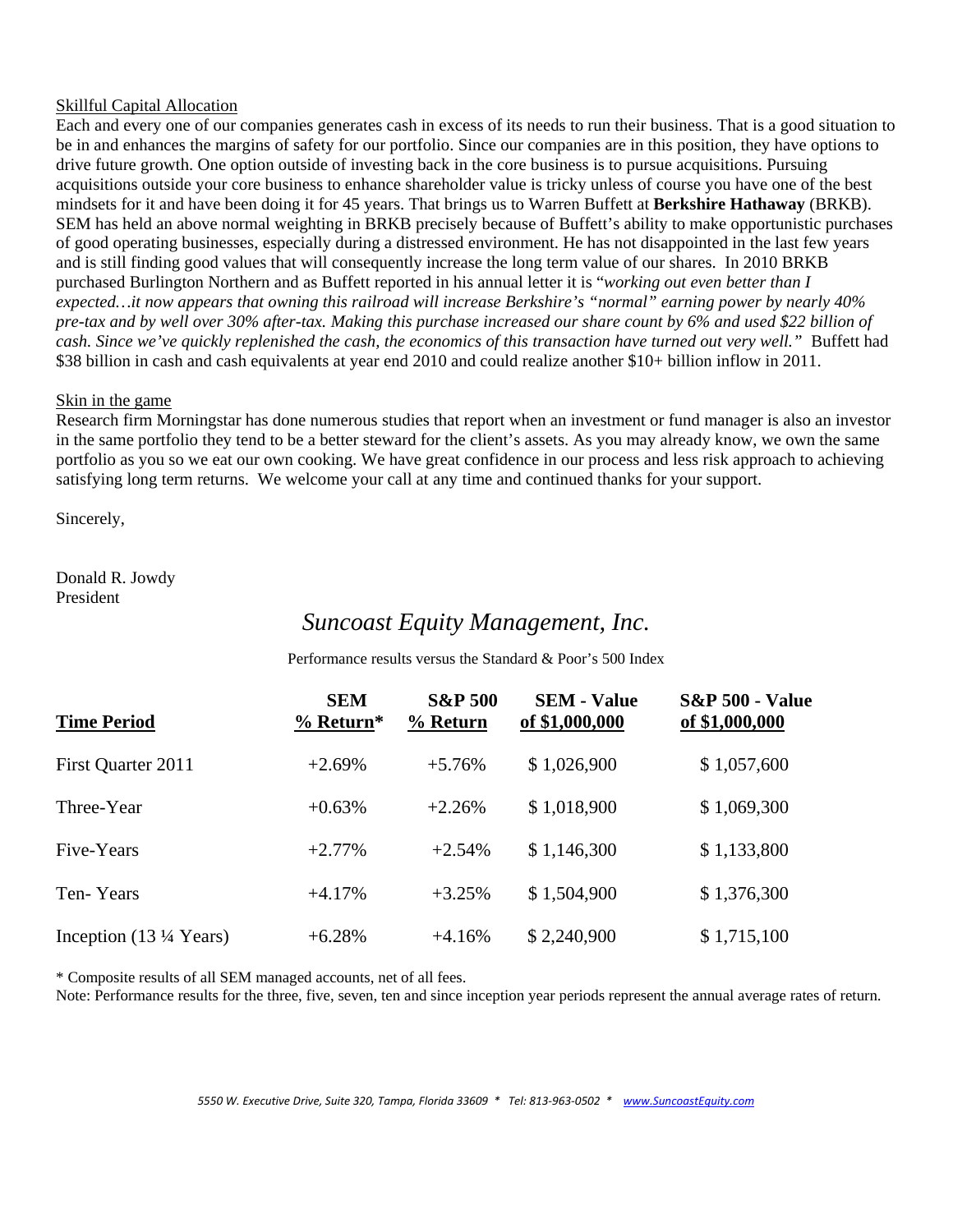Skillful Capital Allocation

Each and every one of our companies generates cash in excess of its needs to run their business. That is a good situation to be in and enhances the margins of safety for our portfolio. Since our companies are in this position, they have options to drive future growth. One option outside of investing back in the core business is to pursue acquisitions. Pursuing acquisitions outside your core business to enhance shareholder value is tricky unless of course you have one of the best mindsets for it and have been doing it for 45 years. That brings us to Warren Buffett at **Berkshire Hathaway** (BRKB). SEM has held an above normal weighting in BRKB precisely because of Buffett's ability to make opportunistic purchases of good operating businesses, especially during a distressed environment. He has not disappointed in the last few years and is still finding good values that will consequently increase the long term value of our shares. In 2010 BRKB purchased Burlington Northern and as Buffett reported in his annual letter it is "*working out even better than I expected…it now appears that owning this railroad will increase Berkshire's "normal" earning power by nearly 40% pre-tax and by well over 30% after-tax. Making this purchase increased our share count by 6% and used $22 billion of cash. Since we've quickly replenished the cash, the economics of this transaction have turned out very well."* Buffett had $38 billion in cash and cash equivalents at year end 2010 and could realize another $10+ billion inflow in 2011.

Skin in the game

Research firm Morningstar has done numerous studies that report when an investment or fund manager is also an investor in the same portfolio they tend to be a better steward for the client's assets. As you may already know, we own the same portfolio as you so we eat our own cooking. We have great confidence in our process and less risk approach to achieving satisfying long term returns. We welcome your call at any time and continued thanks for your support.

Sincerely,

Donald R. Jowdy
President

## *Suncoast Equity Management, Inc.*

Performance results versus the Standard & Poor's 500 Index

| Time Period | SEM % Return* | S&P 500 % Return | SEM - Value of $1,000,000 | S&P 500 - Value of $1,000,000 |
|---|---|---|---|---|
| First Quarter 2011 | +2.69% | +5.76% | $ 1,026,900 | $ 1,057,600 |
| Three-Year | +0.63% | +2.26% | $ 1,018,900 | $ 1,069,300 |
| Five-Years | +2.77% | +2.54% | $ 1,146,300 | $ 1,133,800 |
| Ten- Years | +4.17% | +3.25% | $ 1,504,900 | $ 1,376,300 |
| Inception (13 ¼ Years) | +6.28% | +4.16% | $ 2,240,900 | $ 1,715,100 |

\* Composite results of all SEM managed accounts, net of all fees.

Note: Performance results for the three, five, seven, ten and since inception year periods represent the annual average rates of return.

*5550 W. Executive Drive, Suite 320, Tampa, Florida 33609 \* Tel: 813-963-0502 \* www.SuncoastEquity.com*